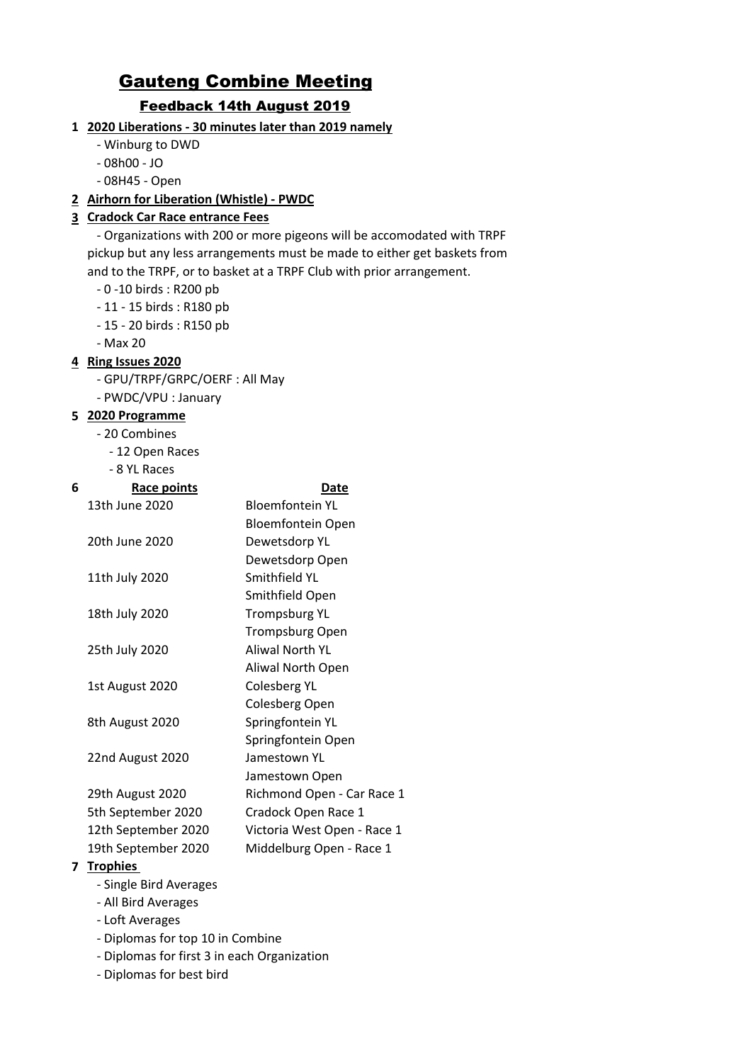# Gauteng Combine Meeting

## Feedback 14th August 2019

1. **2020 Liberations - 30 minutes later than 2019 namely**
   - Winburg to DWD
   - 08h00 - JO
   - 08H45 - Open
2. **Airhorn for Liberation (Whistle) - PWDC**
3. **Cradock Car Race entrance Fees**

   - Organizations with 200 or more pigeons will be accomodated with TRPF pickup but any less arrangements must be made to either get baskets from and to the TRPF, or to basket at a TRPF Club with prior arrangement.
   - 0 -10 birds : R200 pb
   - 11 - 15 birds : R180 pb
   - 15 - 20 birds : R150 pb
   - Max 20
4. **Ring Issues 2020**
   - GPU/TRPF/GRPC/OERF : All May
   - PWDC/VPU : January
5. **2020 Programme**
   - 20 Combines
     - 12 Open Races
     - 8 YL Races
6. **Race points**

| Race points | Date |
|---|---|
| 13th June 2020 | Bloemfontein YL |
| | Bloemfontein Open |
| 20th June 2020 | Dewetsdorp YL |
| | Dewetsdorp Open |
| 11th July 2020 | Smithfield YL |
| | Smithfield Open |
| 18th July 2020 | Trompsburg YL |
| | Trompsburg Open |
| 25th July 2020 | Aliwal North YL |
| | Aliwal North Open |
| 1st August 2020 | Colesberg YL |
| | Colesberg Open |
| 8th August 2020 | Springfontein YL |
| | Springfontein Open |
| 22nd August 2020 | Jamestown YL |
| | Jamestown Open |
| 29th August 2020 | Richmond Open - Car Race 1 |
| 5th September 2020 | Cradock Open Race 1 |
| 12th September 2020 | Victoria West Open - Race 1 |
| 19th September 2020 | Middelburg Open - Race 1 |

7. **Trophies**
   - Single Bird Averages
   - All Bird Averages
   - Loft Averages
   - Diplomas for top 10 in Combine
   - Diplomas for first 3 in each Organization
   - Diplomas for best bird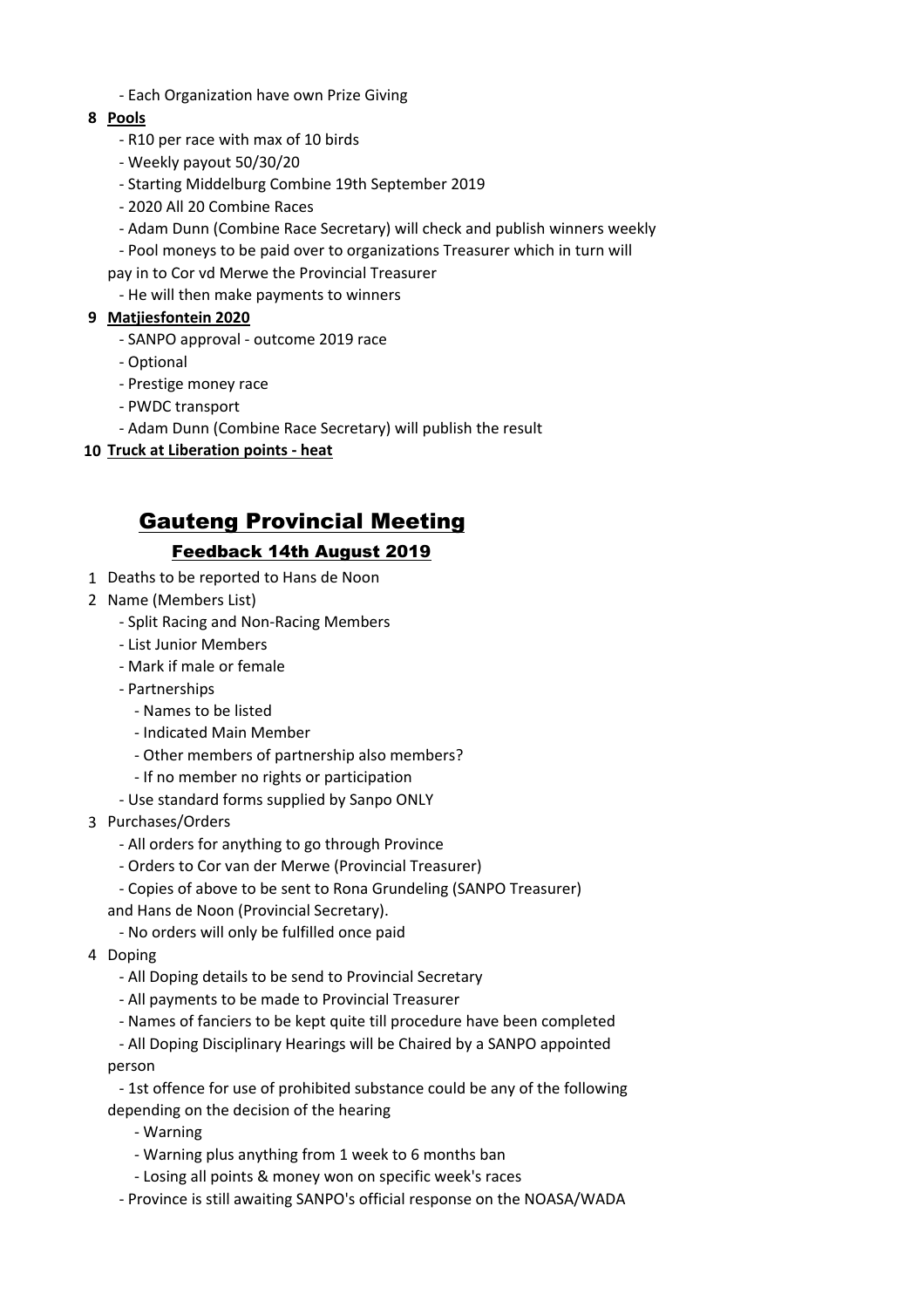- Each Organization have own Prize Giving

**8 Pools**

- R10 per race with max of 10 birds
- Weekly payout 50/30/20
- Starting Middelburg Combine 19th September 2019
- 2020 All 20 Combine Races
- Adam Dunn (Combine Race Secretary) will check and publish winners weekly
- Pool moneys to be paid over to organizations Treasurer which in turn will pay in to Cor vd Merwe the Provincial Treasurer
- He will then make payments to winners

**9 Matjiesfontein 2020**

- SANPO approval - outcome 2019 race
- Optional
- Prestige money race
- PWDC transport
- Adam Dunn (Combine Race Secretary) will publish the result

**10 Truck at Liberation points - heat**

# Gauteng Provincial Meeting

## Feedback 14th August 2019

1 Deaths to be reported to Hans de Noon

2 Name (Members List)

- Split Racing and Non-Racing Members
- List Junior Members
- Mark if male or female
- Partnerships
  - Names to be listed
  - Indicated Main Member
  - Other members of partnership also members?
  - If no member no rights or participation
- Use standard forms supplied by Sanpo ONLY

3 Purchases/Orders

- All orders for anything to go through Province
- Orders to Cor van der Merwe (Provincial Treasurer)
- Copies of above to be sent to Rona Grundeling (SANPO Treasurer) and Hans de Noon (Provincial Secretary).
- No orders will only be fulfilled once paid

4 Doping

- All Doping details to be send to Provincial Secretary
- All payments to be made to Provincial Treasurer
- Names of fanciers to be kept quite till procedure have been completed
- All Doping Disciplinary Hearings will be Chaired by a SANPO appointed person
- 1st offence for use of prohibited substance could be any of the following depending on the decision of the hearing
  - Warning
  - Warning plus anything from 1 week to 6 months ban
  - Losing all points & money won on specific week's races
- Province is still awaiting SANPO's official response on the NOASA/WADA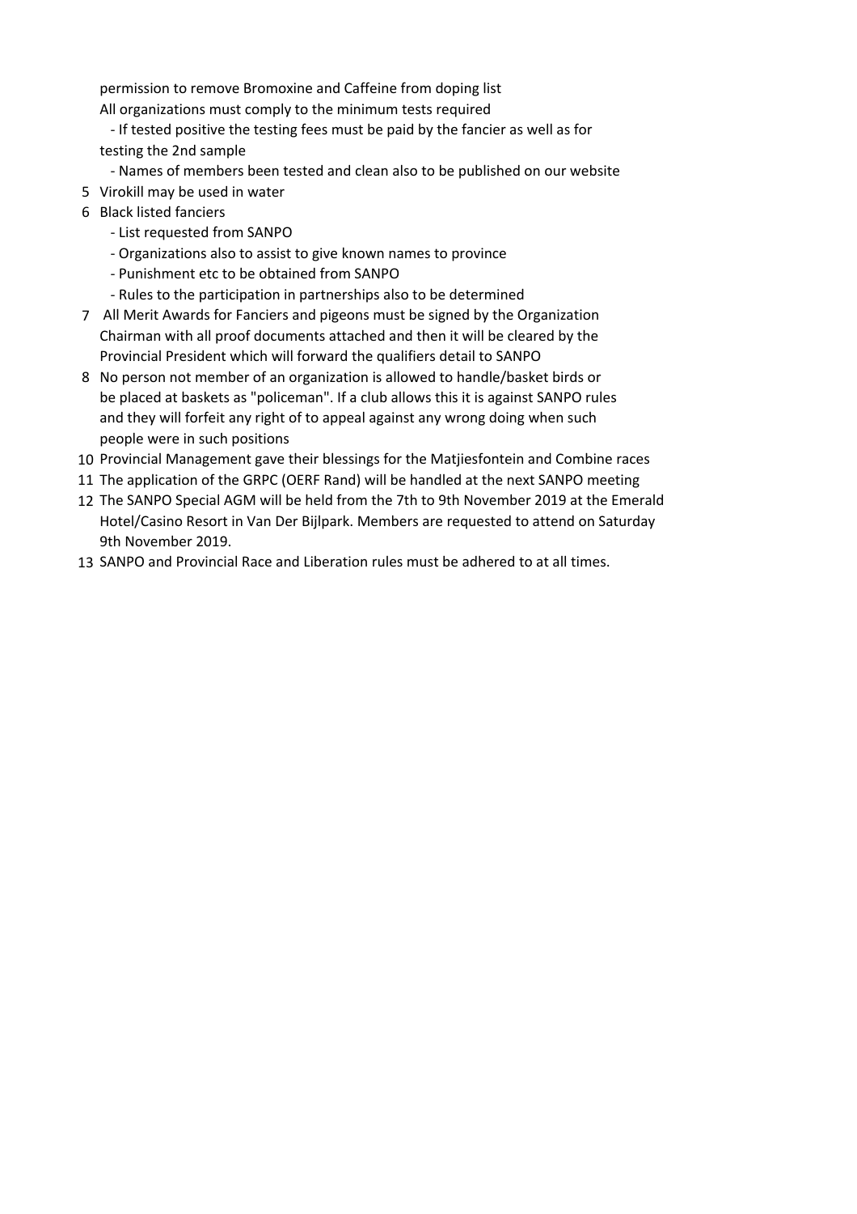permission to remove Bromoxine and Caffeine from doping list

All organizations must comply to the minimum tests required

- If tested positive the testing fees must be paid by the fancier as well as for testing the 2nd sample
- Names of members been tested and clean also to be published on our website

5 Virokill may be used in water

6 Black listed fanciers

- List requested from SANPO
- Organizations also to assist to give known names to province
- Punishment etc to be obtained from SANPO
- Rules to the participation in partnerships also to be determined

7 All Merit Awards for Fanciers and pigeons must be signed by the Organization Chairman with all proof documents attached and then it will be cleared by the Provincial President which will forward the qualifiers detail to SANPO

8 No person not member of an organization is allowed to handle/basket birds or be placed at baskets as "policeman". If a club allows this it is against SANPO rules and they will forfeit any right of to appeal against any wrong doing when such people were in such positions

10 Provincial Management gave their blessings for the Matjiesfontein and Combine races

11 The application of the GRPC (OERF Rand) will be handled at the next SANPO meeting

12 The SANPO Special AGM will be held from the 7th to 9th November 2019 at the Emerald Hotel/Casino Resort in Van Der Bijlpark. Members are requested to attend on Saturday 9th November 2019.

13 SANPO and Provincial Race and Liberation rules must be adhered to at all times.